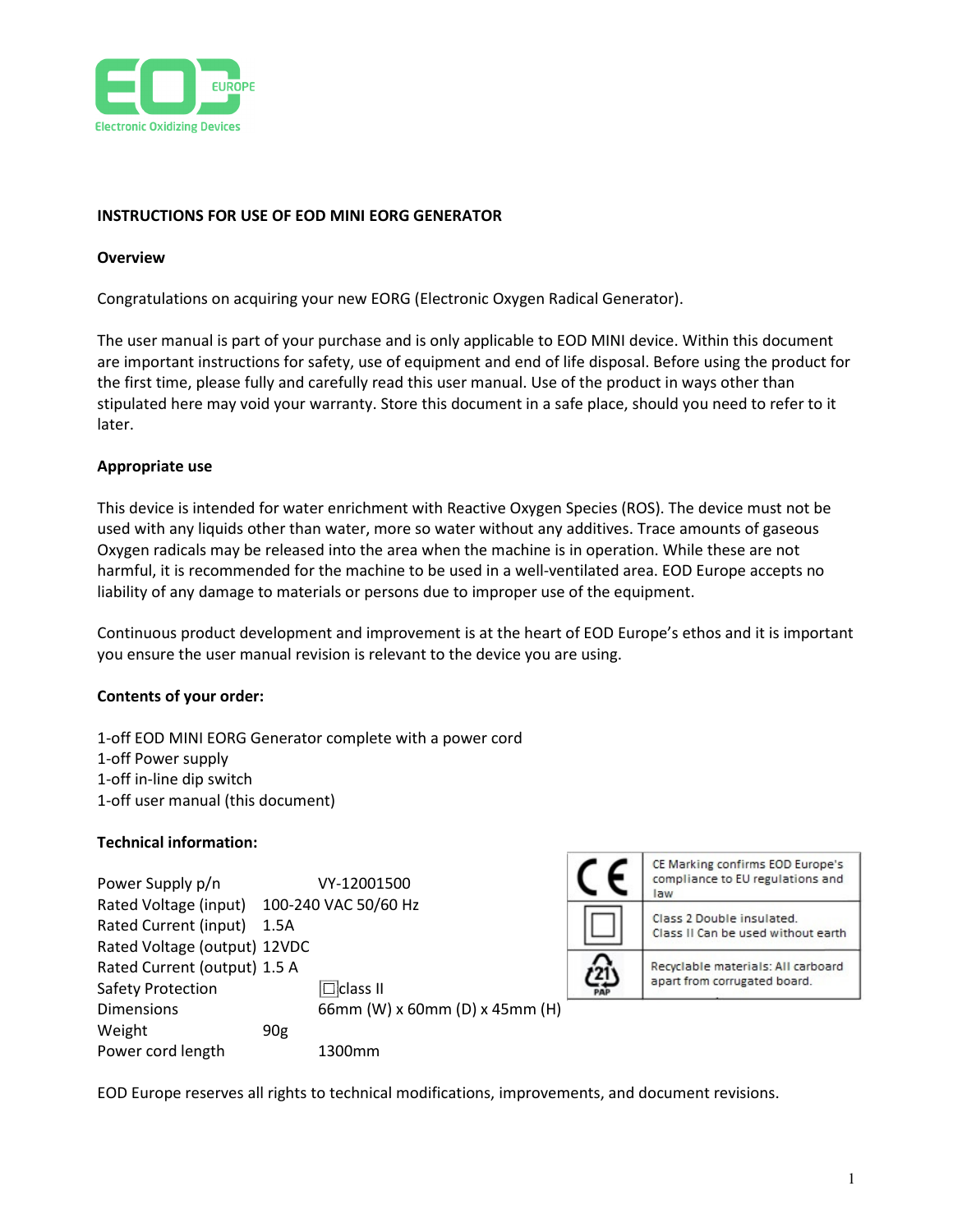EOD EUROPE

Electronic Oxidizing Devices

**INSTRUCTIONS FOR USE OF EOD MINI EORG GENERATOR**

**Overview**

Congratulations on acquiring your new EORG (Electronic Oxygen Radical Generator).

The user manual is part of your purchase and is only applicable to EOD MINI device. Within this document are important instructions for safety, use of equipment and end of life disposal. Before using the product for the first time, please fully and carefully read this user manual. Use of the product in ways other than stipulated here may void your warranty. Store this document in a safe place, should you need to refer to it later.

**Appropriate use**

This device is intended for water enrichment with Reactive Oxygen Species (ROS). The device must not be used with any liquids other than water, more so water without any additives. Trace amounts of gaseous Oxygen radicals may be released into the area when the machine is in operation. While these are not harmful, it is recommended for the machine to be used in a well-ventilated area. EOD Europe accepts no liability of any damage to materials or persons due to improper use of the equipment.

Continuous product development and improvement is at the heart of EOD Europe's ethos and it is important you ensure the user manual revision is relevant to the device you are using.

**Contents of your order:**

1-off EOD MINI EORG Generator complete with a power cord
1-off Power supply
1-off in-line dip switch
1-off user manual (this document)

**Technical information:**

| | |
|---|---|
| Power Supply p/n | VY-12001500 |
| Rated Voltage (input) | 100-240 VAC 50/60 Hz |
| Rated Current (input) | 1.5A |
| Rated Voltage (output) | 12VDC |
| Rated Current (output) | 1.5 A |
| Safety Protection | ☐class II |
| Dimensions | 66mm (W) x 60mm (D) x 45mm (H) |
| Weight | 90g |
| Power cord length | 1300mm |

| Symbol | Description |
|---|---|
| CE | CE Marking confirms EOD Europe's compliance to EU regulations and law |
| ☐ | Class 2 Double insulated. Class II Can be used without earth |
| 21 PAP | Recyclable materials: All carboard apart from corrugated board. |

EOD Europe reserves all rights to technical modifications, improvements, and document revisions.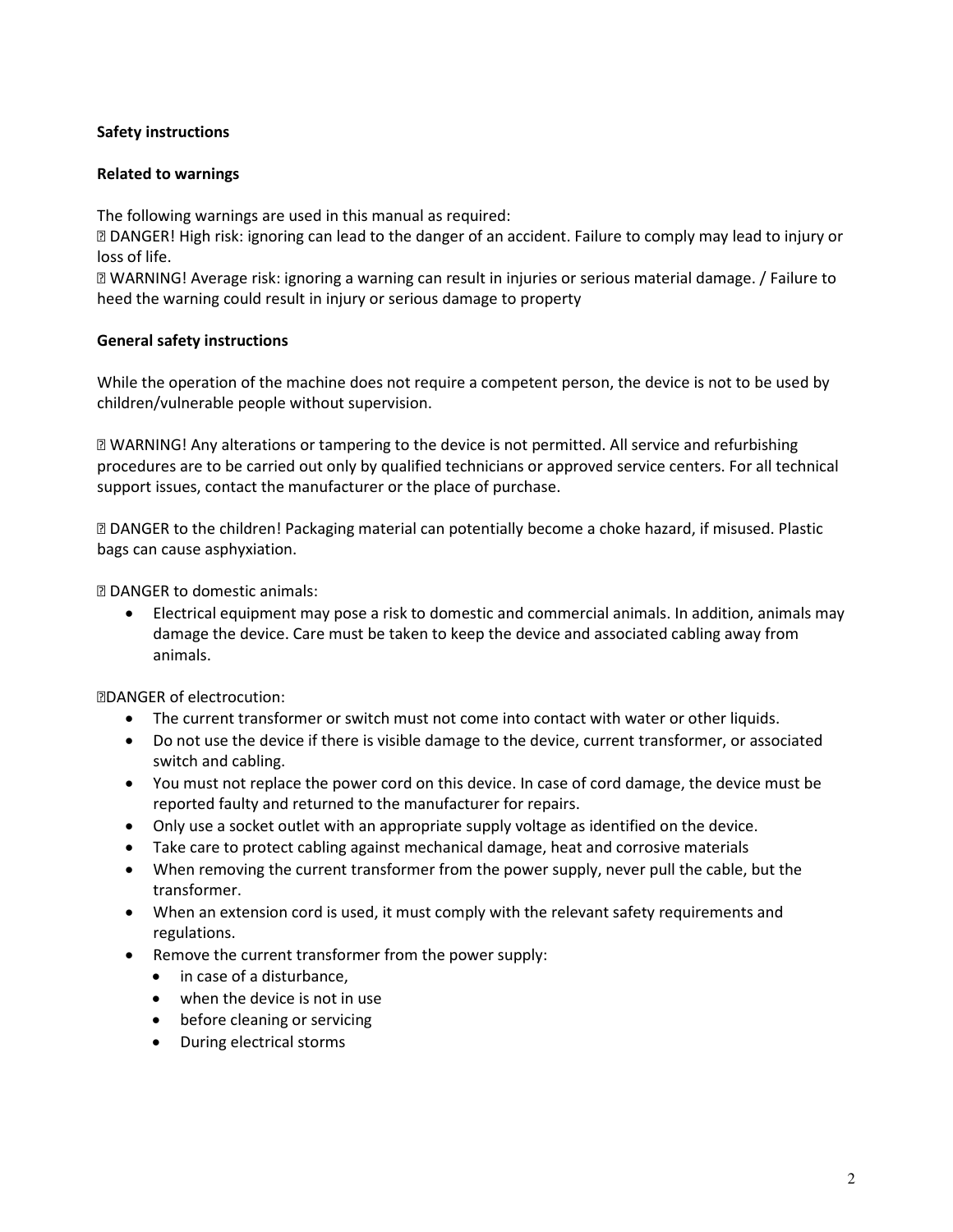**Safety instructions**

**Related to warnings**

The following warnings are used in this manual as required:
⚠ DANGER! High risk: ignoring can lead to the danger of an accident. Failure to comply may lead to injury or loss of life.
⚠ WARNING! Average risk: ignoring a warning can result in injuries or serious material damage. / Failure to heed the warning could result in injury or serious damage to property

**General safety instructions**

While the operation of the machine does not require a competent person, the device is not to be used by children/vulnerable people without supervision.

⚠ WARNING! Any alterations or tampering to the device is not permitted. All service and refurbishing procedures are to be carried out only by qualified technicians or approved service centers. For all technical support issues, contact the manufacturer or the place of purchase.

⚠ DANGER to the children! Packaging material can potentially become a choke hazard, if misused. Plastic bags can cause asphyxiation.

⚠ DANGER to domestic animals:

- Electrical equipment may pose a risk to domestic and commercial animals. In addition, animals may damage the device. Care must be taken to keep the device and associated cabling away from animals.

⚠DANGER of electrocution:

- The current transformer or switch must not come into contact with water or other liquids.
- Do not use the device if there is visible damage to the device, current transformer, or associated switch and cabling.
- You must not replace the power cord on this device. In case of cord damage, the device must be reported faulty and returned to the manufacturer for repairs.
- Only use a socket outlet with an appropriate supply voltage as identified on the device.
- Take care to protect cabling against mechanical damage, heat and corrosive materials
- When removing the current transformer from the power supply, never pull the cable, but the transformer.
- When an extension cord is used, it must comply with the relevant safety requirements and regulations.
- Remove the current transformer from the power supply:
  - in case of a disturbance,
  - when the device is not in use
  - before cleaning or servicing
  - During electrical storms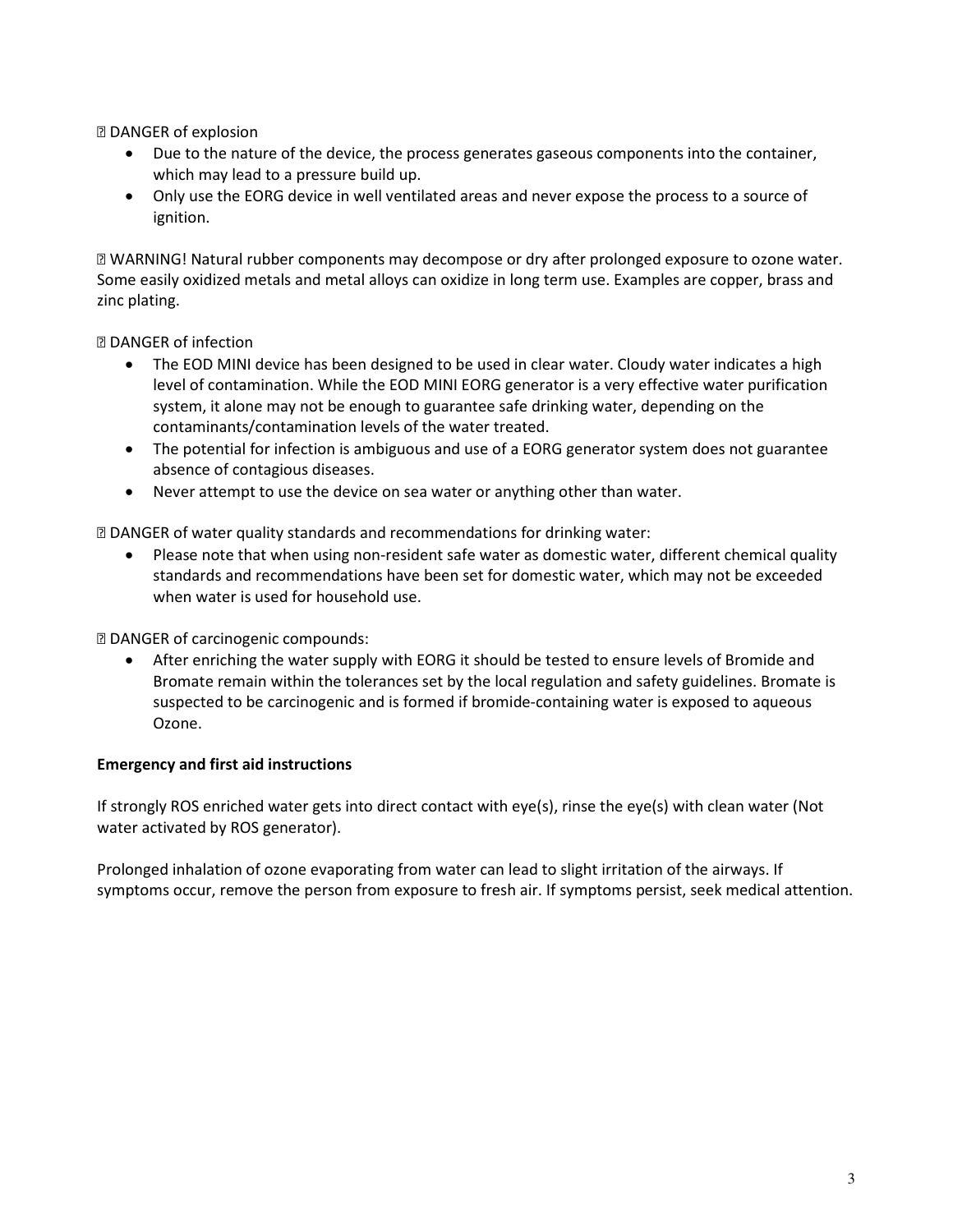⚠ DANGER of explosion

- Due to the nature of the device, the process generates gaseous components into the container, which may lead to a pressure build up.
- Only use the EORG device in well ventilated areas and never expose the process to a source of ignition.

⚠ WARNING! Natural rubber components may decompose or dry after prolonged exposure to ozone water. Some easily oxidized metals and metal alloys can oxidize in long term use. Examples are copper, brass and zinc plating.

⚠ DANGER of infection

- The EOD MINI device has been designed to be used in clear water. Cloudy water indicates a high level of contamination. While the EOD MINI EORG generator is a very effective water purification system, it alone may not be enough to guarantee safe drinking water, depending on the contaminants/contamination levels of the water treated.
- The potential for infection is ambiguous and use of a EORG generator system does not guarantee absence of contagious diseases.
- Never attempt to use the device on sea water or anything other than water.

⚠ DANGER of water quality standards and recommendations for drinking water:

- Please note that when using non-resident safe water as domestic water, different chemical quality standards and recommendations have been set for domestic water, which may not be exceeded when water is used for household use.

⚠ DANGER of carcinogenic compounds:

- After enriching the water supply with EORG it should be tested to ensure levels of Bromide and Bromate remain within the tolerances set by the local regulation and safety guidelines. Bromate is suspected to be carcinogenic and is formed if bromide-containing water is exposed to aqueous Ozone.

**Emergency and first aid instructions**

If strongly ROS enriched water gets into direct contact with eye(s), rinse the eye(s) with clean water (Not water activated by ROS generator).

Prolonged inhalation of ozone evaporating from water can lead to slight irritation of the airways. If symptoms occur, remove the person from exposure to fresh air. If symptoms persist, seek medical attention.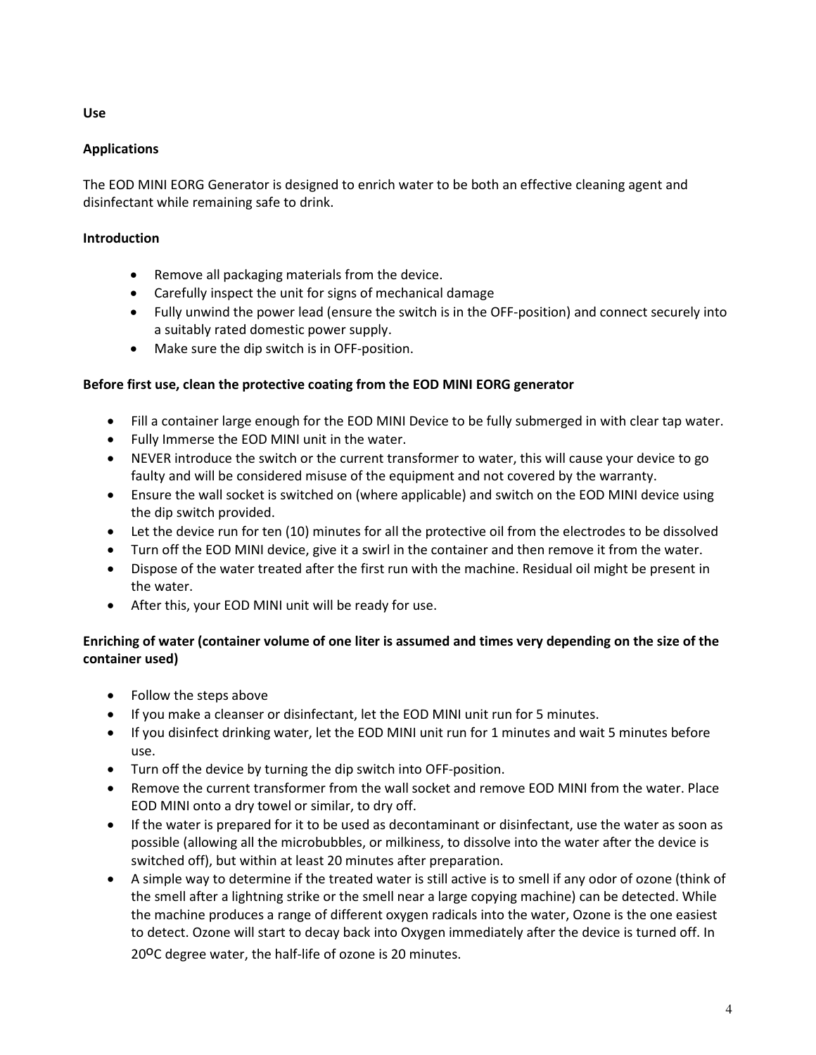**Use**

**Applications**

The EOD MINI EORG Generator is designed to enrich water to be both an effective cleaning agent and disinfectant while remaining safe to drink.

**Introduction**

- Remove all packaging materials from the device.
- Carefully inspect the unit for signs of mechanical damage
- Fully unwind the power lead (ensure the switch is in the OFF-position) and connect securely into a suitably rated domestic power supply.
- Make sure the dip switch is in OFF-position.

**Before first use, clean the protective coating from the EOD MINI EORG generator**

- Fill a container large enough for the EOD MINI Device to be fully submerged in with clear tap water.
- Fully Immerse the EOD MINI unit in the water.
- NEVER introduce the switch or the current transformer to water, this will cause your device to go faulty and will be considered misuse of the equipment and not covered by the warranty.
- Ensure the wall socket is switched on (where applicable) and switch on the EOD MINI device using the dip switch provided.
- Let the device run for ten (10) minutes for all the protective oil from the electrodes to be dissolved
- Turn off the EOD MINI device, give it a swirl in the container and then remove it from the water.
- Dispose of the water treated after the first run with the machine. Residual oil might be present in the water.
- After this, your EOD MINI unit will be ready for use.

**Enriching of water (container volume of one liter is assumed and times very depending on the size of the container used)**

- Follow the steps above
- If you make a cleanser or disinfectant, let the EOD MINI unit run for 5 minutes.
- If you disinfect drinking water, let the EOD MINI unit run for 1 minutes and wait 5 minutes before use.
- Turn off the device by turning the dip switch into OFF-position.
- Remove the current transformer from the wall socket and remove EOD MINI from the water. Place EOD MINI onto a dry towel or similar, to dry off.
- If the water is prepared for it to be used as decontaminant or disinfectant, use the water as soon as possible (allowing all the microbubbles, or milkiness, to dissolve into the water after the device is switched off), but within at least 20 minutes after preparation.
- A simple way to determine if the treated water is still active is to smell if any odor of ozone (think of the smell after a lightning strike or the smell near a large copying machine) can be detected. While the machine produces a range of different oxygen radicals into the water, Ozone is the one easiest to detect. Ozone will start to decay back into Oxygen immediately after the device is turned off. In 20$^{o}$C degree water, the half-life of ozone is 20 minutes.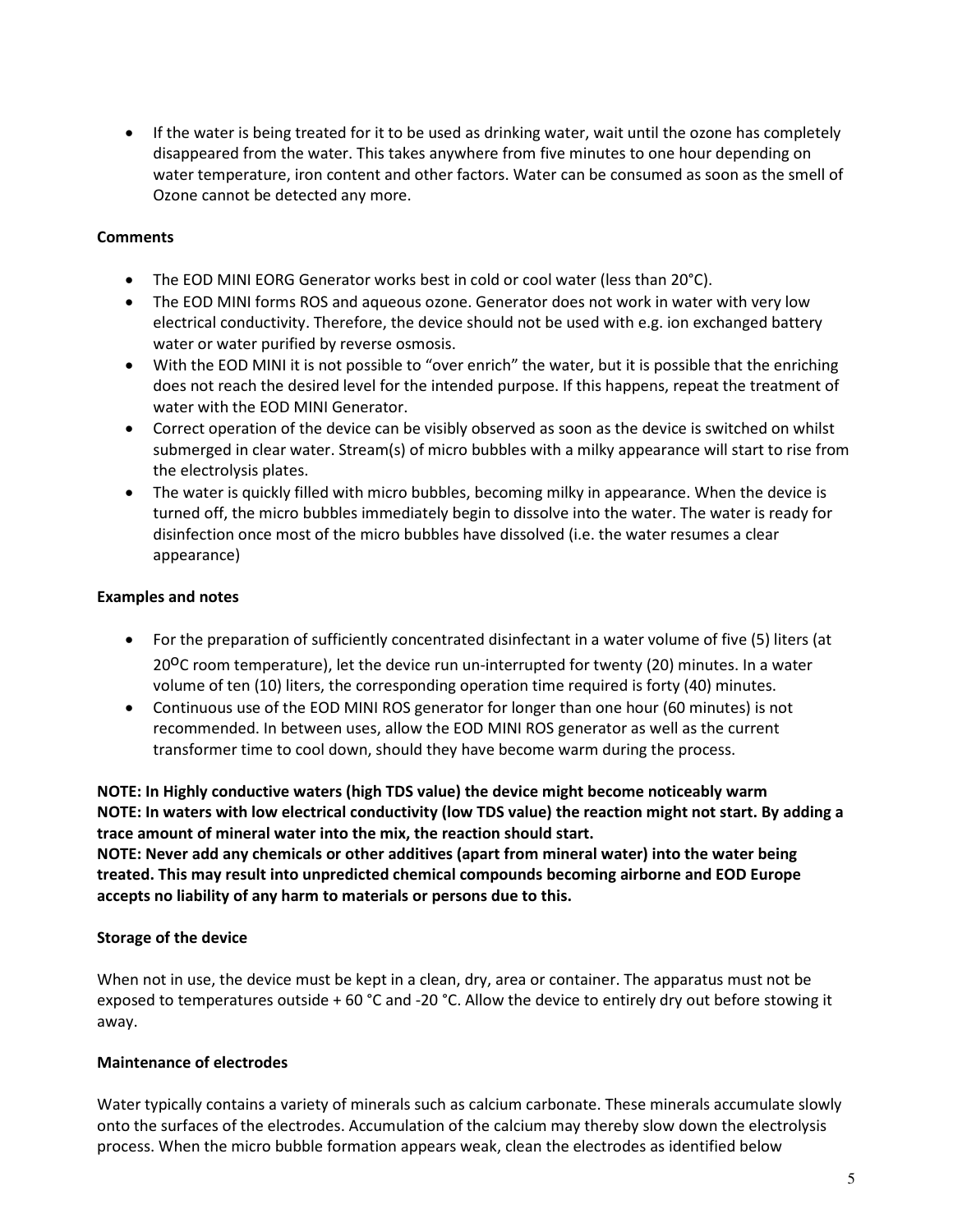- If the water is being treated for it to be used as drinking water, wait until the ozone has completely disappeared from the water. This takes anywhere from five minutes to one hour depending on water temperature, iron content and other factors. Water can be consumed as soon as the smell of Ozone cannot be detected any more.

**Comments**

- The EOD MINI EORG Generator works best in cold or cool water (less than 20°C).
- The EOD MINI forms ROS and aqueous ozone. Generator does not work in water with very low electrical conductivity. Therefore, the device should not be used with e.g. ion exchanged battery water or water purified by reverse osmosis.
- With the EOD MINI it is not possible to "over enrich" the water, but it is possible that the enriching does not reach the desired level for the intended purpose. If this happens, repeat the treatment of water with the EOD MINI Generator.
- Correct operation of the device can be visibly observed as soon as the device is switched on whilst submerged in clear water. Stream(s) of micro bubbles with a milky appearance will start to rise from the electrolysis plates.
- The water is quickly filled with micro bubbles, becoming milky in appearance. When the device is turned off, the micro bubbles immediately begin to dissolve into the water. The water is ready for disinfection once most of the micro bubbles have dissolved (i.e. the water resumes a clear appearance)

**Examples and notes**

- For the preparation of sufficiently concentrated disinfectant in a water volume of five (5) liters (at 20°C room temperature), let the device run un-interrupted for twenty (20) minutes. In a water volume of ten (10) liters, the corresponding operation time required is forty (40) minutes.
- Continuous use of the EOD MINI ROS generator for longer than one hour (60 minutes) is not recommended. In between uses, allow the EOD MINI ROS generator as well as the current transformer time to cool down, should they have become warm during the process.

**NOTE: In Highly conductive waters (high TDS value) the device might become noticeably warm**
**NOTE: In waters with low electrical conductivity (low TDS value) the reaction might not start. By adding a trace amount of mineral water into the mix, the reaction should start.**
**NOTE: Never add any chemicals or other additives (apart from mineral water) into the water being treated. This may result into unpredicted chemical compounds becoming airborne and EOD Europe accepts no liability of any harm to materials or persons due to this.**

**Storage of the device**

When not in use, the device must be kept in a clean, dry, area or container. The apparatus must not be exposed to temperatures outside + 60 °C and -20 °C. Allow the device to entirely dry out before stowing it away.

**Maintenance of electrodes**

Water typically contains a variety of minerals such as calcium carbonate. These minerals accumulate slowly onto the surfaces of the electrodes. Accumulation of the calcium may thereby slow down the electrolysis process. When the micro bubble formation appears weak, clean the electrodes as identified below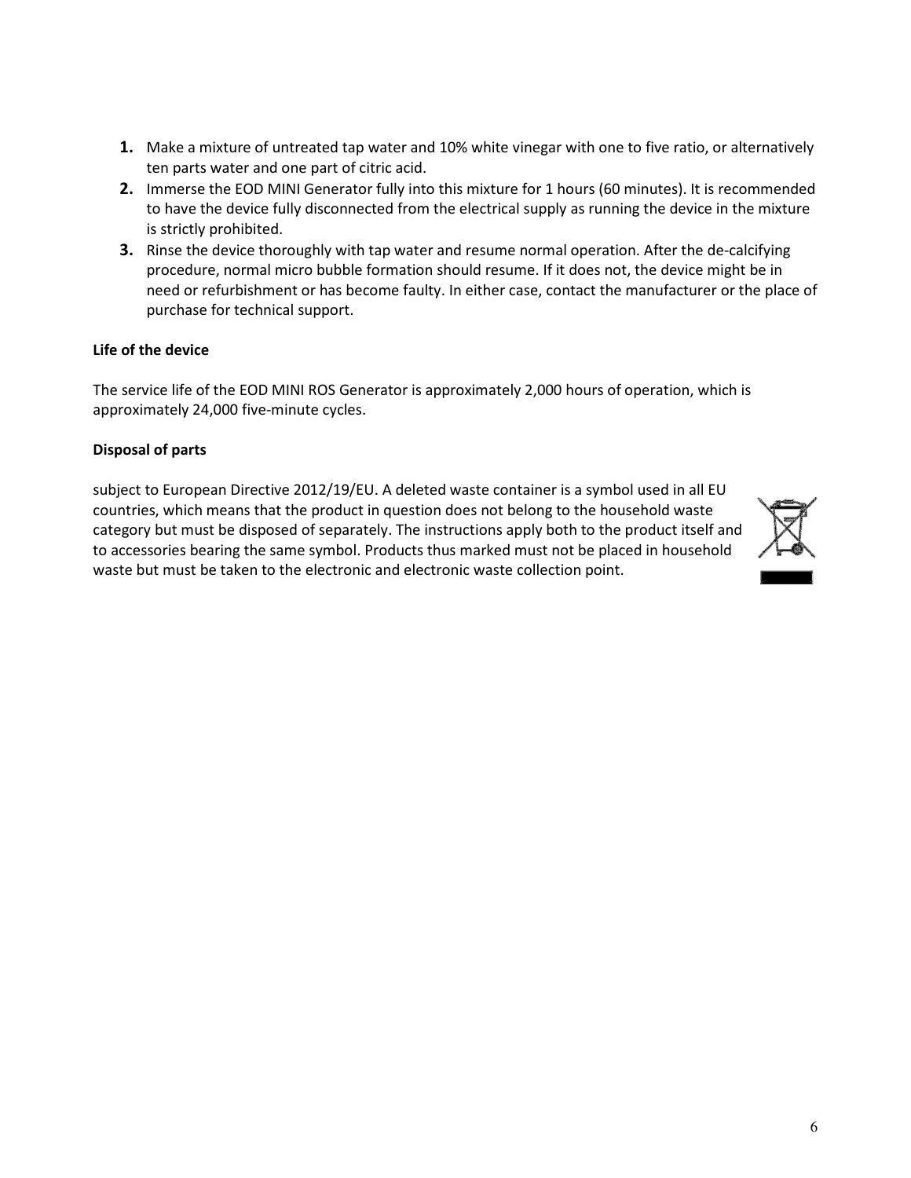1. Make a mixture of untreated tap water and 10% white vinegar with one to five ratio, or alternatively ten parts water and one part of citric acid.
2. Immerse the EOD MINI Generator fully into this mixture for 1 hours (60 minutes). It is recommended to have the device fully disconnected from the electrical supply as running the device in the mixture is strictly prohibited.
3. Rinse the device thoroughly with tap water and resume normal operation. After the de-calcifying procedure, normal micro bubble formation should resume. If it does not, the device might be in need or refurbishment or has become faulty. In either case, contact the manufacturer or the place of purchase for technical support.

**Life of the device**

The service life of the EOD MINI ROS Generator is approximately 2,000 hours of operation, which is approximately 24,000 five-minute cycles.

**Disposal of parts**

subject to European Directive 2012/19/EU. A deleted waste container is a symbol used in all EU countries, which means that the product in question does not belong to the household waste category but must be disposed of separately. The instructions apply both to the product itself and to accessories bearing the same symbol. Products thus marked must not be placed in household waste but must be taken to the electronic and electronic waste collection point.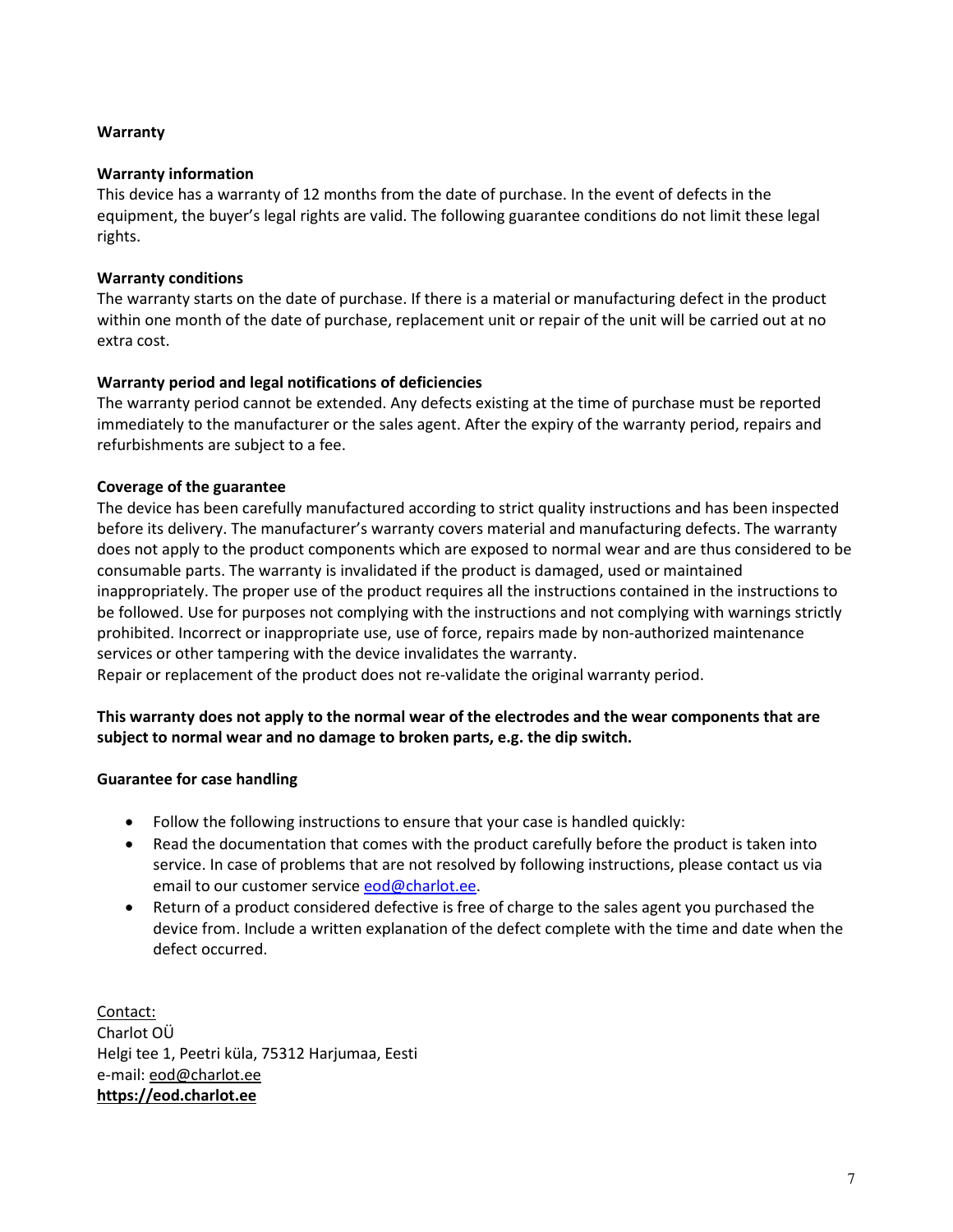# Warranty

## Warranty information

This device has a warranty of 12 months from the date of purchase. In the event of defects in the equipment, the buyer's legal rights are valid. The following guarantee conditions do not limit these legal rights.

## Warranty conditions

The warranty starts on the date of purchase. If there is a material or manufacturing defect in the product within one month of the date of purchase, replacement unit or repair of the unit will be carried out at no extra cost.

## Warranty period and legal notifications of deficiencies

The warranty period cannot be extended. Any defects existing at the time of purchase must be reported immediately to the manufacturer or the sales agent. After the expiry of the warranty period, repairs and refurbishments are subject to a fee.

## Coverage of the guarantee

The device has been carefully manufactured according to strict quality instructions and has been inspected before its delivery. The manufacturer's warranty covers material and manufacturing defects. The warranty does not apply to the product components which are exposed to normal wear and are thus considered to be consumable parts. The warranty is invalidated if the product is damaged, used or maintained inappropriately. The proper use of the product requires all the instructions contained in the instructions to be followed. Use for purposes not complying with the instructions and not complying with warnings strictly prohibited. Incorrect or inappropriate use, use of force, repairs made by non-authorized maintenance services or other tampering with the device invalidates the warranty.
Repair or replacement of the product does not re-validate the original warranty period.

**This warranty does not apply to the normal wear of the electrodes and the wear components that are subject to normal wear and no damage to broken parts, e.g. the dip switch.**

## Guarantee for case handling

- Follow the following instructions to ensure that your case is handled quickly:
- Read the documentation that comes with the product carefully before the product is taken into service. In case of problems that are not resolved by following instructions, please contact us via email to our customer service eod@charlot.ee.
- Return of a product considered defective is free of charge to the sales agent you purchased the device from. Include a written explanation of the defect complete with the time and date when the defect occurred.

Contact:
Charlot OÜ
Helgi tee 1, Peetri küla, 75312 Harjumaa, Eesti
e-mail: eod@charlot.ee
**https://eod.charlot.ee**